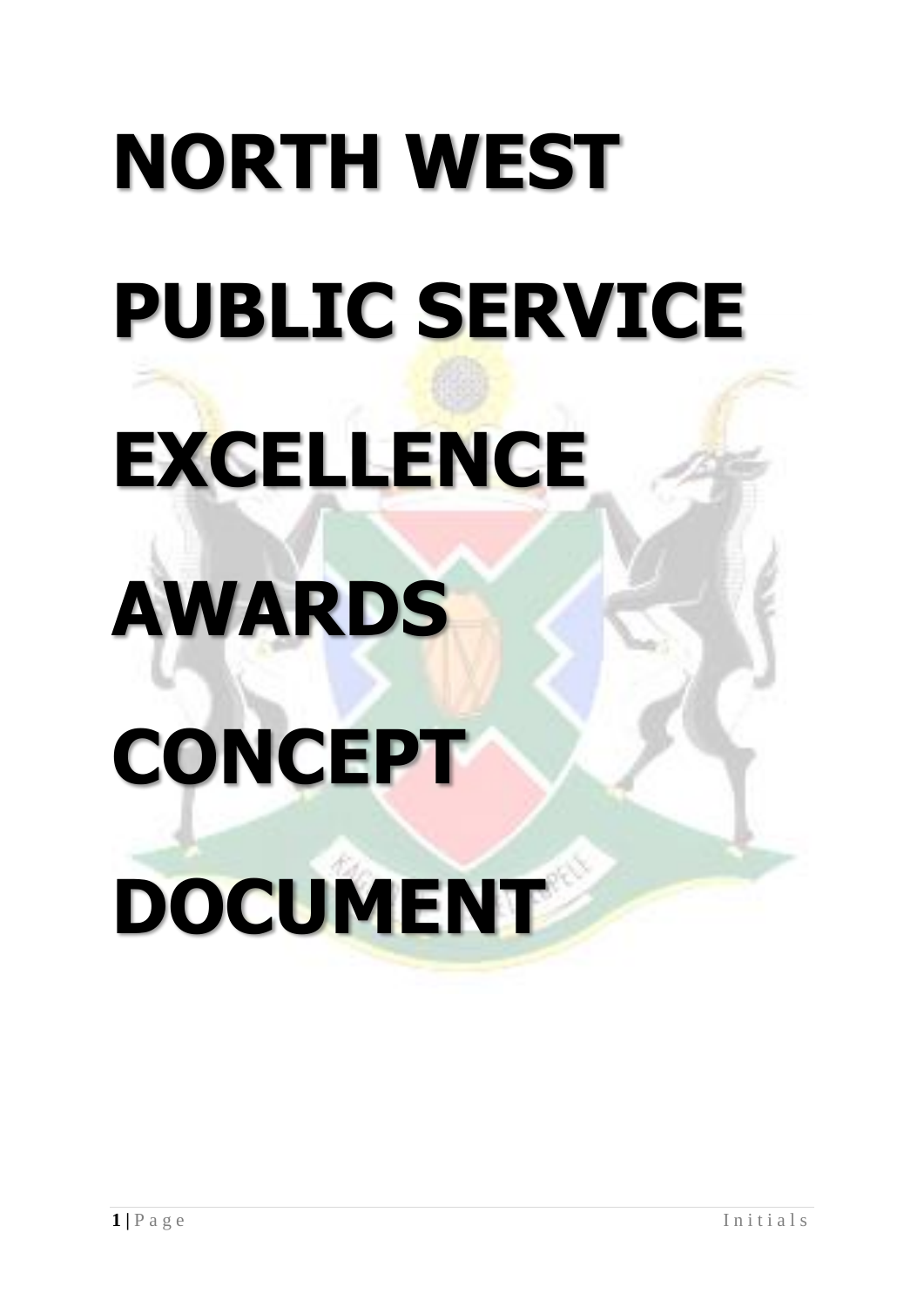# NORTH WEST PUBLIC SERVICE EXCELLENCE AWARDS CONCEPT DOCUMENT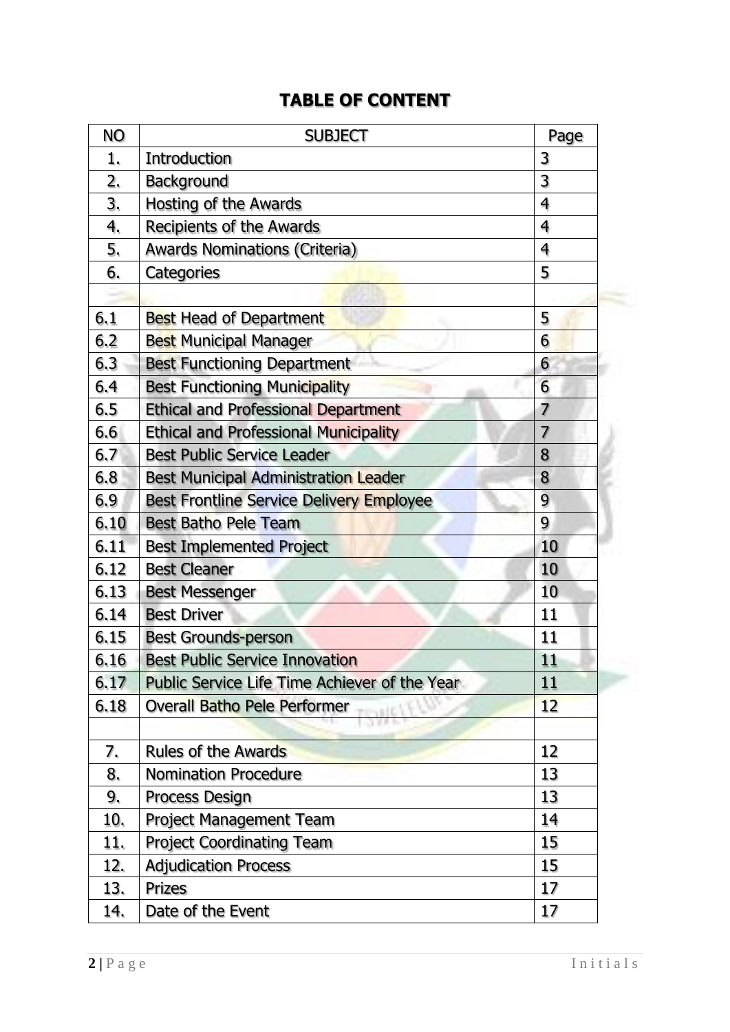# TABLE OF CONTENT

| NO | SUBJECT | Page |
|---|---|---|
| 1. | Introduction | 3 |
| 2. | Background | 3 |
| 3. | Hosting of the Awards | 4 |
| 4. | Recipients of the Awards | 4 |
| 5. | Awards Nominations (Criteria) | 4 |
| 6. | Categories | 5 |
| | | |
| 6.1 | Best Head of Department | 5 |
| 6.2 | Best Municipal Manager | 6 |
| 6.3 | Best Functioning Department | 6 |
| 6.4 | Best Functioning Municipality | 6 |
| 6.5 | Ethical and Professional Department | 7 |
| 6.6 | Ethical and Professional Municipality | 7 |
| 6.7 | Best Public Service Leader | 8 |
| 6.8 | Best Municipal Administration Leader | 8 |
| 6.9 | Best Frontline Service Delivery Employee | 9 |
| 6.10 | Best Batho Pele Team | 9 |
| 6.11 | Best Implemented Project | 10 |
| 6.12 | Best Cleaner | 10 |
| 6.13 | Best Messenger | 10 |
| 6.14 | Best Driver | 11 |
| 6.15 | Best Grounds-person | 11 |
| 6.16 | Best Public Service Innovation | 11 |
| 6.17 | Public Service Life Time Achiever of the Year | 11 |
| 6.18 | Overall Batho Pele Performer | 12 |
| | | |
| 7. | Rules of the Awards | 12 |
| 8. | Nomination Procedure | 13 |
| 9. | Process Design | 13 |
| 10. | Project Management Team | 14 |
| 11. | Project Coordinating Team | 15 |
| 12. | Adjudication Process | 15 |
| 13. | Prizes | 17 |
| 14. | Date of the Event | 17 |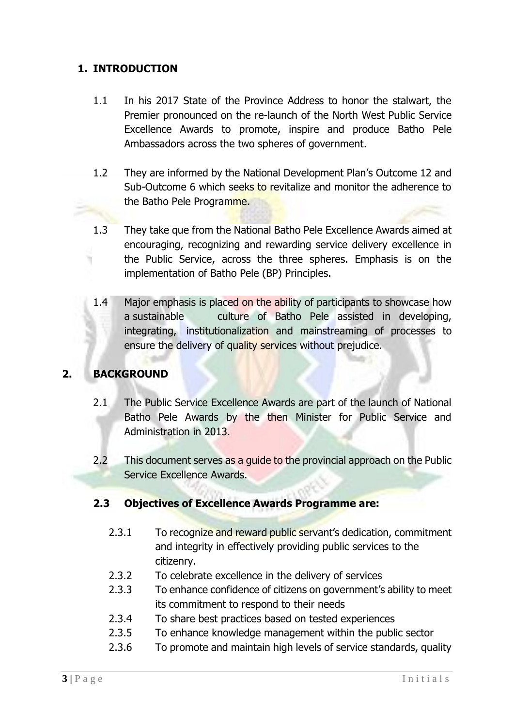## 1. INTRODUCTION

1.1 In his 2017 State of the Province Address to honor the stalwart, the Premier pronounced on the re-launch of the North West Public Service Excellence Awards to promote, inspire and produce Batho Pele Ambassadors across the two spheres of government.

1.2 They are informed by the National Development Plan's Outcome 12 and Sub-Outcome 6 which seeks to revitalize and monitor the adherence to the Batho Pele Programme.

1.3 They take que from the National Batho Pele Excellence Awards aimed at encouraging, recognizing and rewarding service delivery excellence in the Public Service, across the three spheres. Emphasis is on the implementation of Batho Pele (BP) Principles.

1.4 Major emphasis is placed on the ability of participants to showcase how a sustainable culture of Batho Pele assisted in developing, integrating, institutionalization and mainstreaming of processes to ensure the delivery of quality services without prejudice.

## 2. BACKGROUND

2.1 The Public Service Excellence Awards are part of the launch of National Batho Pele Awards by the then Minister for Public Service and Administration in 2013.

2.2 This document serves as a guide to the provincial approach on the Public Service Excellence Awards.

### 2.3 Objectives of Excellence Awards Programme are:

2.3.1 To recognize and reward public servant's dedication, commitment and integrity in effectively providing public services to the citizenry.

2.3.2 To celebrate excellence in the delivery of services

2.3.3 To enhance confidence of citizens on government's ability to meet its commitment to respond to their needs

2.3.4 To share best practices based on tested experiences

2.3.5 To enhance knowledge management within the public sector

2.3.6 To promote and maintain high levels of service standards, quality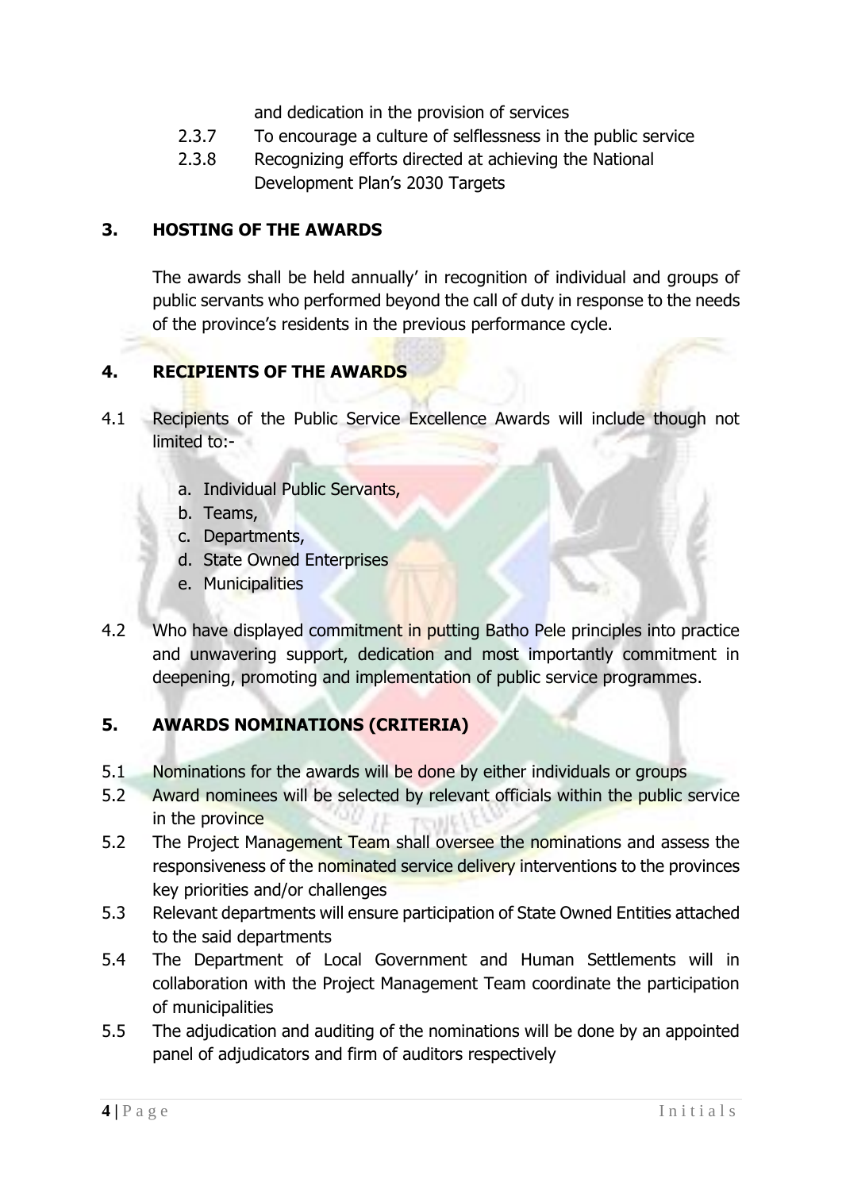and dedication in the provision of services

2.3.7 To encourage a culture of selflessness in the public service

2.3.8 Recognizing efforts directed at achieving the National Development Plan's 2030 Targets

## 3. HOSTING OF THE AWARDS

The awards shall be held annually' in recognition of individual and groups of public servants who performed beyond the call of duty in response to the needs of the province's residents in the previous performance cycle.

## 4. RECIPIENTS OF THE AWARDS

4.1 Recipients of the Public Service Excellence Awards will include though not limited to:-

a. Individual Public Servants,
b. Teams,
c. Departments,
d. State Owned Enterprises
e. Municipalities

4.2 Who have displayed commitment in putting Batho Pele principles into practice and unwavering support, dedication and most importantly commitment in deepening, promoting and implementation of public service programmes.

## 5. AWARDS NOMINATIONS (CRITERIA)

5.1 Nominations for the awards will be done by either individuals or groups

5.2 Award nominees will be selected by relevant officials within the public service in the province

5.2 The Project Management Team shall oversee the nominations and assess the responsiveness of the nominated service delivery interventions to the provinces key priorities and/or challenges

5.3 Relevant departments will ensure participation of State Owned Entities attached to the said departments

5.4 The Department of Local Government and Human Settlements will in collaboration with the Project Management Team coordinate the participation of municipalities

5.5 The adjudication and auditing of the nominations will be done by an appointed panel of adjudicators and firm of auditors respectively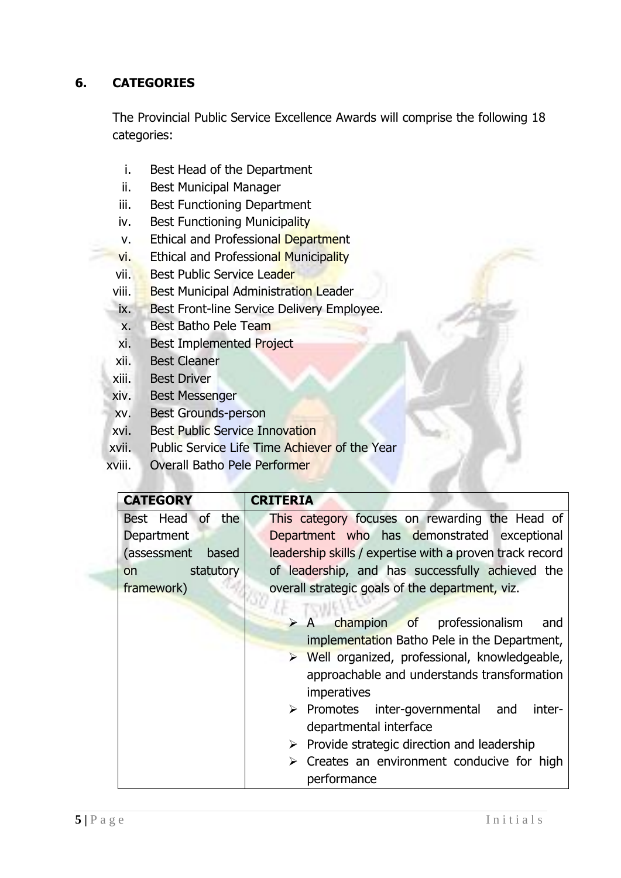## 6. CATEGORIES

The Provincial Public Service Excellence Awards will comprise the following 18 categories:

i. Best Head of the Department
ii. Best Municipal Manager
iii. Best Functioning Department
iv. Best Functioning Municipality
v. Ethical and Professional Department
vi. Ethical and Professional Municipality
vii. Best Public Service Leader
viii. Best Municipal Administration Leader
ix. Best Front-line Service Delivery Employee.
x. Best Batho Pele Team
xi. Best Implemented Project
xii. Best Cleaner
xiii. Best Driver
xiv. Best Messenger
xv. Best Grounds-person
xvi. Best Public Service Innovation
xvii. Public Service Life Time Achiever of the Year
xviii. Overall Batho Pele Performer

| CATEGORY | CRITERIA |
|---|---|
| Best Head of the Department (assessment based on statutory framework) | This category focuses on rewarding the Head of Department who has demonstrated exceptional leadership skills / expertise with a proven track record of leadership, and has successfully achieved the overall strategic goals of the department, viz.<br><br>➢ A champion of professionalism and implementation Batho Pele in the Department,<br>➢ Well organized, professional, knowledgeable, approachable and understands transformation imperatives<br>➢ Promotes inter-governmental and inter-departmental interface<br>➢ Provide strategic direction and leadership<br>➢ Creates an environment conducive for high performance |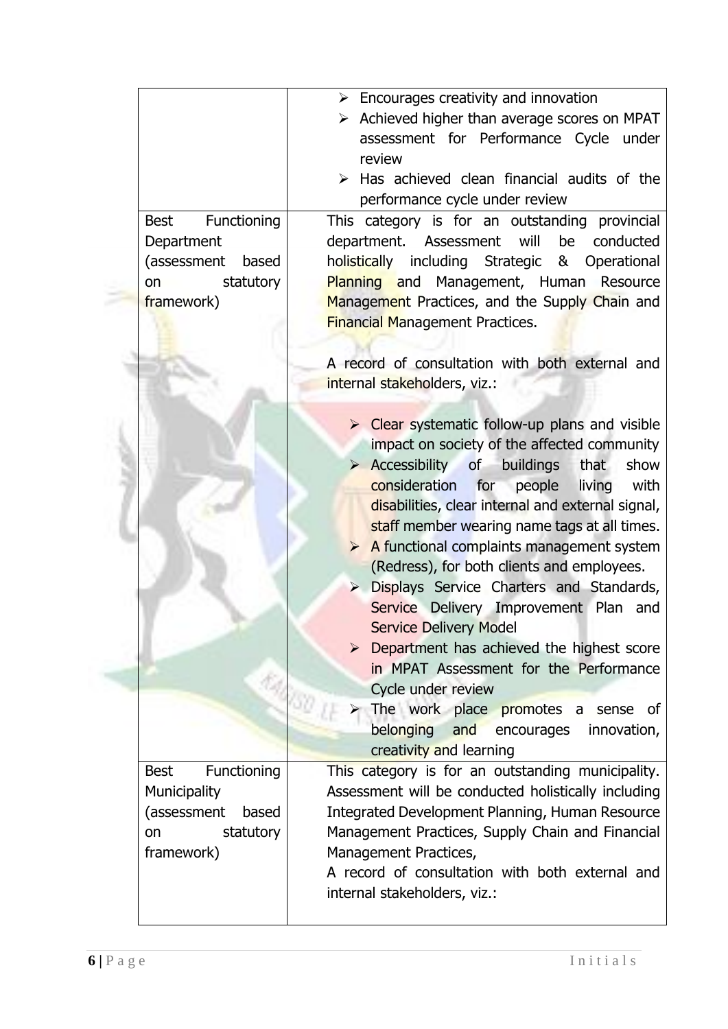| | |
|---|---|
| | ➢ Encourages creativity and innovation<br>➢ Achieved higher than average scores on MPAT assessment for Performance Cycle under review<br>➢ Has achieved clean financial audits of the performance cycle under review |
| Best Functioning Department (assessment based on statutory framework) | This category is for an outstanding provincial department. Assessment will be conducted holistically including Strategic & Operational Planning and Management, Human Resource Management Practices, and the Supply Chain and Financial Management Practices.<br><br>A record of consultation with both external and internal stakeholders, viz.:<br><br>➢ Clear systematic follow-up plans and visible impact on society of the affected community<br>➢ Accessibility of buildings that show consideration for people living with disabilities, clear internal and external signal, staff member wearing name tags at all times.<br>➢ A functional complaints management system (Redress), for both clients and employees.<br>➢ Displays Service Charters and Standards, Service Delivery Improvement Plan and Service Delivery Model<br>➢ Department has achieved the highest score in MPAT Assessment for the Performance Cycle under review<br>➢ The work place promotes a sense of belonging and encourages innovation, creativity and learning |
| Best Functioning Municipality (assessment based on statutory framework) | This category is for an outstanding municipality. Assessment will be conducted holistically including Integrated Development Planning, Human Resource Management Practices, Supply Chain and Financial Management Practices,<br>A record of consultation with both external and internal stakeholders, viz.: |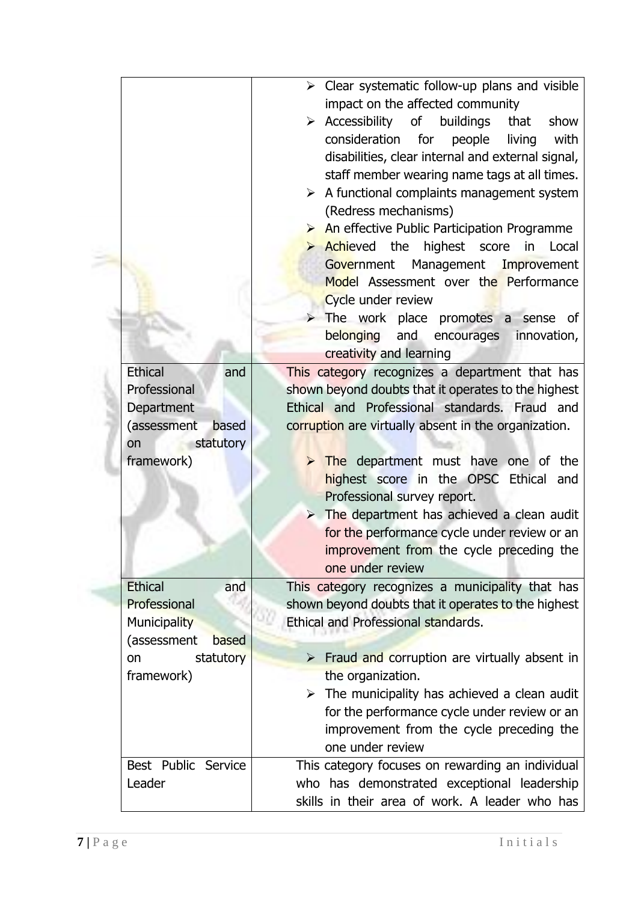| | |
|---|---|
| | ➢ Clear systematic follow-up plans and visible impact on the affected community<br>➢ Accessibility of buildings that show consideration for people living with disabilities, clear internal and external signal, staff member wearing name tags at all times.<br>➢ A functional complaints management system (Redress mechanisms)<br>➢ An effective Public Participation Programme<br>➢ Achieved the highest score in Local Government Management Improvement Model Assessment over the Performance Cycle under review<br>➢ The work place promotes a sense of belonging and encourages innovation, creativity and learning |
| Ethical and Professional Department (assessment based on statutory framework) | This category recognizes a department that has shown beyond doubts that it operates to the highest Ethical and Professional standards. Fraud and corruption are virtually absent in the organization.<br><br>➢ The department must have one of the highest score in the OPSC Ethical and Professional survey report.<br>➢ The department has achieved a clean audit for the performance cycle under review or an improvement from the cycle preceding the one under review |
| Ethical and Professional Municipality (assessment based on statutory framework) | This category recognizes a municipality that has shown beyond doubts that it operates to the highest Ethical and Professional standards.<br><br>➢ Fraud and corruption are virtually absent in the organization.<br>➢ The municipality has achieved a clean audit for the performance cycle under review or an improvement from the cycle preceding the one under review |
| Best Public Service Leader | This category focuses on rewarding an individual who has demonstrated exceptional leadership skills in their area of work. A leader who has |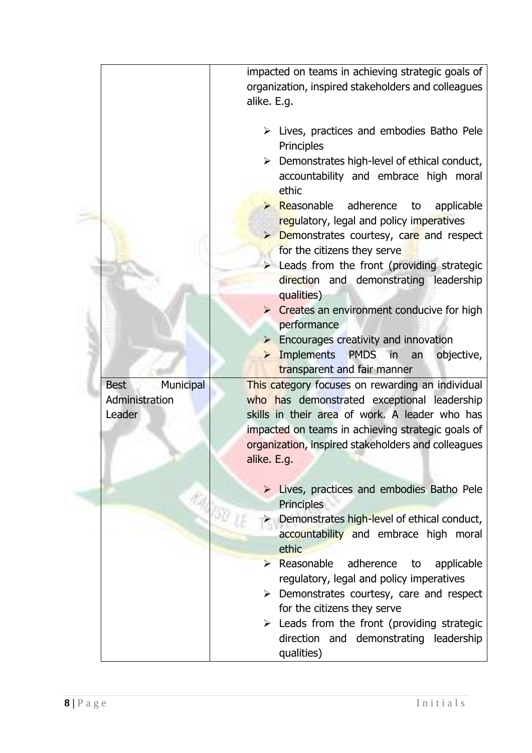| | |
|---|---|
| | impacted on teams in achieving strategic goals of organization, inspired stakeholders and colleagues alike. E.g.<br><br>➢ Lives, practices and embodies Batho Pele Principles<br>➢ Demonstrates high-level of ethical conduct, accountability and embrace high moral ethic<br>➢ Reasonable adherence to applicable regulatory, legal and policy imperatives<br>➢ Demonstrates courtesy, care and respect for the citizens they serve<br>➢ Leads from the front (providing strategic direction and demonstrating leadership qualities)<br>➢ Creates an environment conducive for high performance<br>➢ Encourages creativity and innovation<br>➢ Implements PMDS in an objective, transparent and fair manner |
| Best Municipal Administration Leader | This category focuses on rewarding an individual who has demonstrated exceptional leadership skills in their area of work. A leader who has impacted on teams in achieving strategic goals of organization, inspired stakeholders and colleagues alike. E.g.<br><br>➢ Lives, practices and embodies Batho Pele Principles<br>➢ Demonstrates high-level of ethical conduct, accountability and embrace high moral ethic<br>➢ Reasonable adherence to applicable regulatory, legal and policy imperatives<br>➢ Demonstrates courtesy, care and respect for the citizens they serve<br>➢ Leads from the front (providing strategic direction and demonstrating leadership qualities) |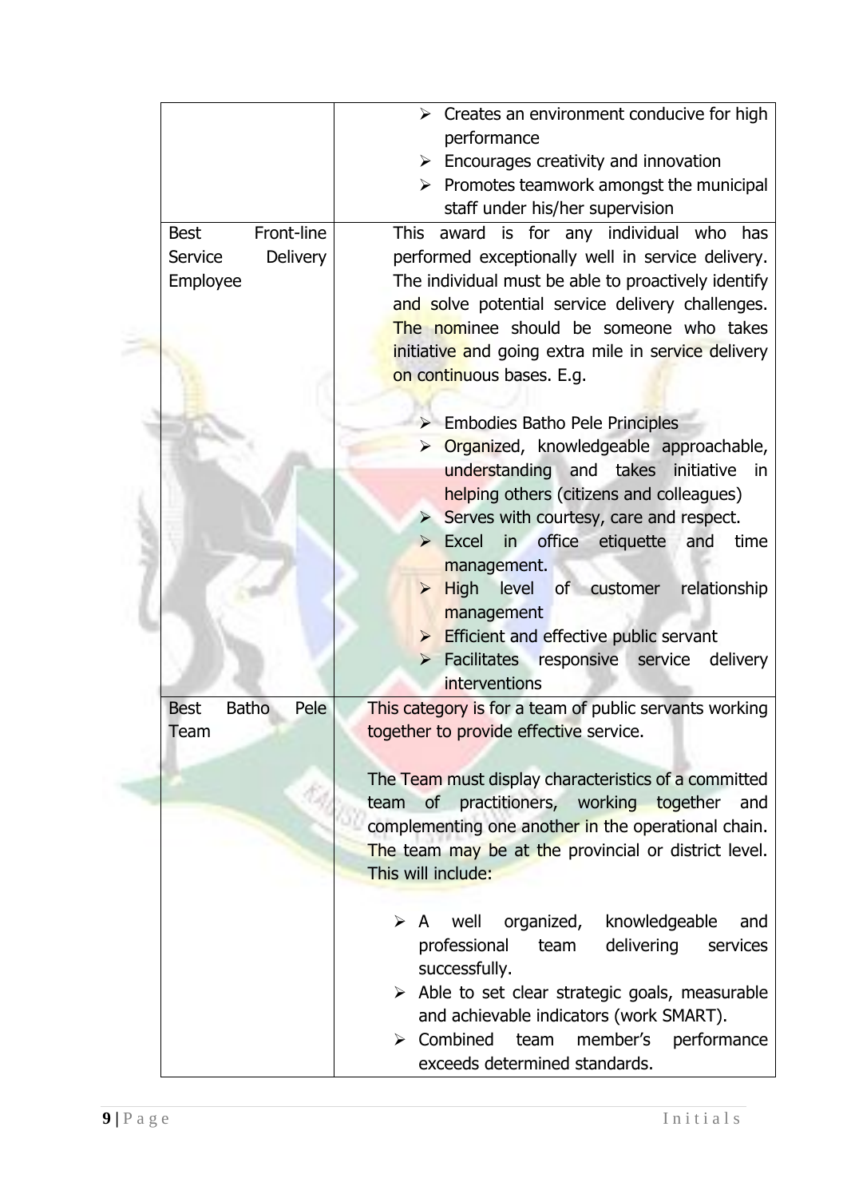|  |  |
| --- | --- |
|  | ➢ Creates an environment conducive for high performance<br>➢ Encourages creativity and innovation<br>➢ Promotes teamwork amongst the municipal staff under his/her supervision |
| Best Front-line Service Delivery Employee | This award is for any individual who has performed exceptionally well in service delivery. The individual must be able to proactively identify and solve potential service delivery challenges. The nominee should be someone who takes initiative and going extra mile in service delivery on continuous bases. E.g.<br><br>➢ Embodies Batho Pele Principles<br>➢ Organized, knowledgeable approachable, understanding and takes initiative in helping others (citizens and colleagues)<br>➢ Serves with courtesy, care and respect.<br>➢ Excel in office etiquette and time management.<br>➢ High level of customer relationship management<br>➢ Efficient and effective public servant<br>➢ Facilitates responsive service delivery interventions |
| Best Batho Pele Team | This category is for a team of public servants working together to provide effective service.<br><br>The Team must display characteristics of a committed team of practitioners, working together and complementing one another in the operational chain. The team may be at the provincial or district level. This will include:<br><br>➢ A well organized, knowledgeable and professional team delivering services successfully.<br>➢ Able to set clear strategic goals, measurable and achievable indicators (work SMART).<br>➢ Combined team member's performance exceeds determined standards. |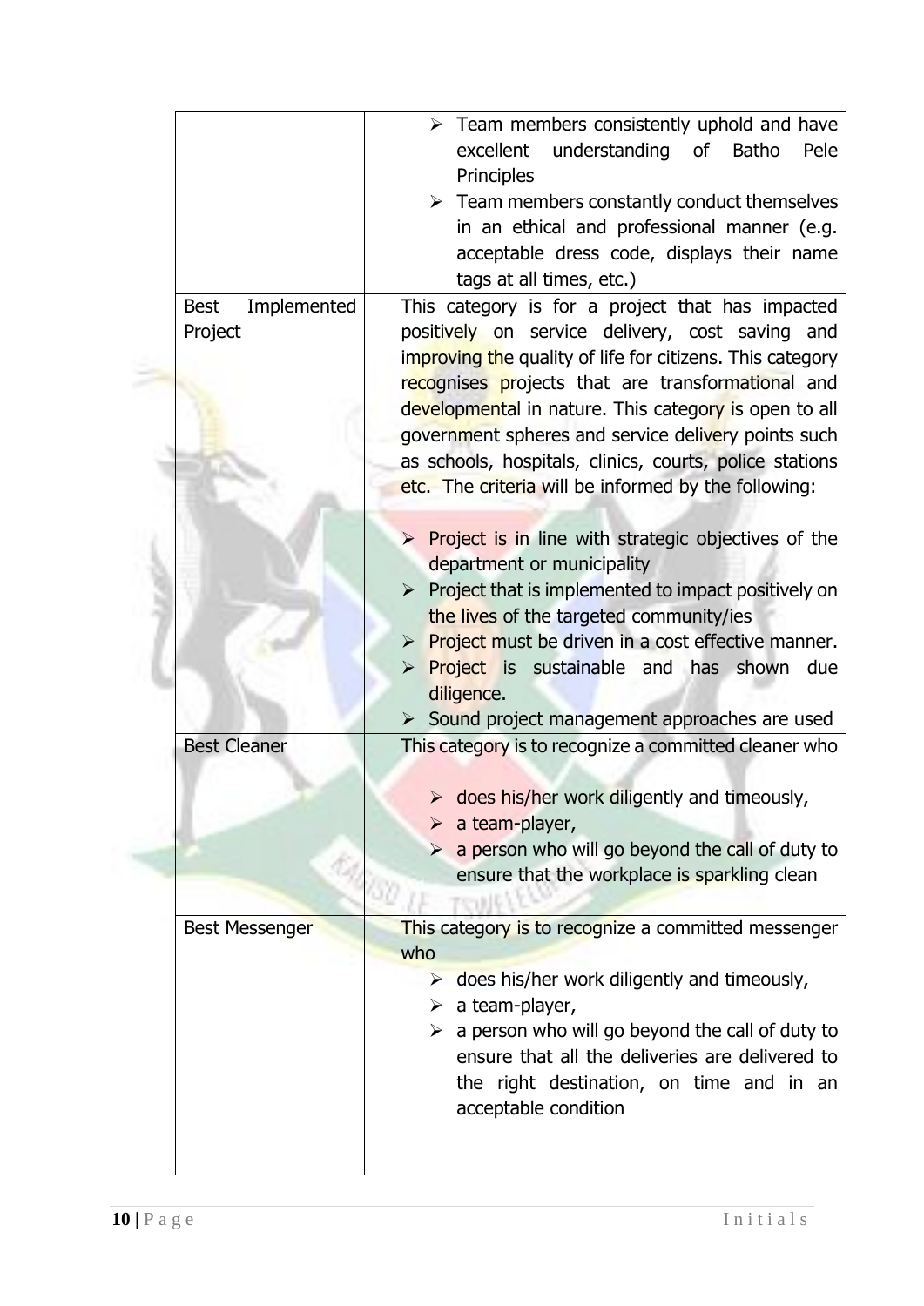| | |
|---|---|
| | ➢ Team members consistently uphold and have excellent understanding of Batho Pele Principles<br>➢ Team members constantly conduct themselves in an ethical and professional manner (e.g. acceptable dress code, displays their name tags at all times, etc.) |
| Best Implemented Project | This category is for a project that has impacted positively on service delivery, cost saving and improving the quality of life for citizens. This category recognises projects that are transformational and developmental in nature. This category is open to all government spheres and service delivery points such as schools, hospitals, clinics, courts, police stations etc. The criteria will be informed by the following:<br><br>➢ Project is in line with strategic objectives of the department or municipality<br>➢ Project that is implemented to impact positively on the lives of the targeted community/ies<br>➢ Project must be driven in a cost effective manner.<br>➢ Project is sustainable and has shown due diligence.<br>➢ Sound project management approaches are used |
| Best Cleaner | This category is to recognize a committed cleaner who<br><br>➢ does his/her work diligently and timeously,<br>➢ a team-player,<br>➢ a person who will go beyond the call of duty to ensure that the workplace is sparkling clean |
| Best Messenger | This category is to recognize a committed messenger who<br>➢ does his/her work diligently and timeously,<br>➢ a team-player,<br>➢ a person who will go beyond the call of duty to ensure that all the deliveries are delivered to the right destination, on time and in an acceptable condition |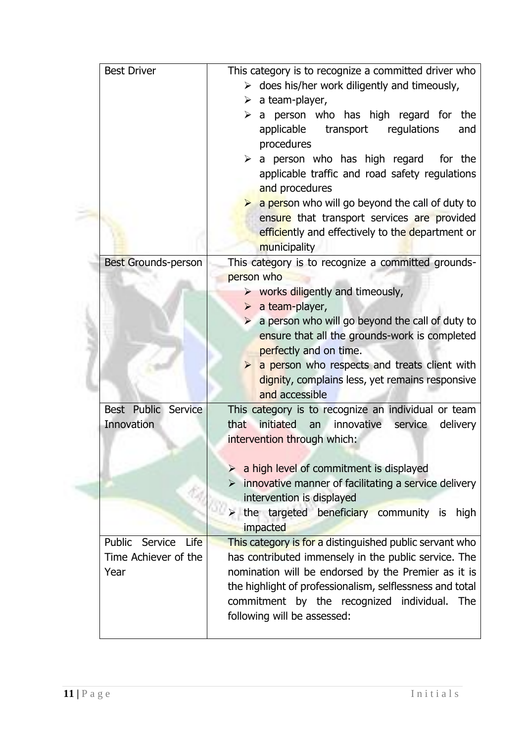| | |
|---|---|
| Best Driver | This category is to recognize a committed driver who<br>➢ does his/her work diligently and timeously,<br>➢ a team-player,<br>➢ a person who has high regard for the applicable transport regulations and procedures<br>➢ a person who has high regard for the applicable traffic and road safety regulations and procedures<br>➢ a person who will go beyond the call of duty to ensure that transport services are provided efficiently and effectively to the department or municipality |
| Best Grounds-person | This category is to recognize a committed grounds-person who<br>➢ works diligently and timeously,<br>➢ a team-player,<br>➢ a person who will go beyond the call of duty to ensure that all the grounds-work is completed perfectly and on time.<br>➢ a person who respects and treats client with dignity, complains less, yet remains responsive and accessible |
| Best Public Service Innovation | This category is to recognize an individual or team that initiated an innovative service delivery intervention through which:<br><br>➢ a high level of commitment is displayed<br>➢ innovative manner of facilitating a service delivery intervention is displayed<br>➢ the targeted beneficiary community is high impacted |
| Public Service Life Time Achiever of the Year | This category is for a distinguished public servant who has contributed immensely in the public service. The nomination will be endorsed by the Premier as it is the highlight of professionalism, selflessness and total commitment by the recognized individual. The following will be assessed: |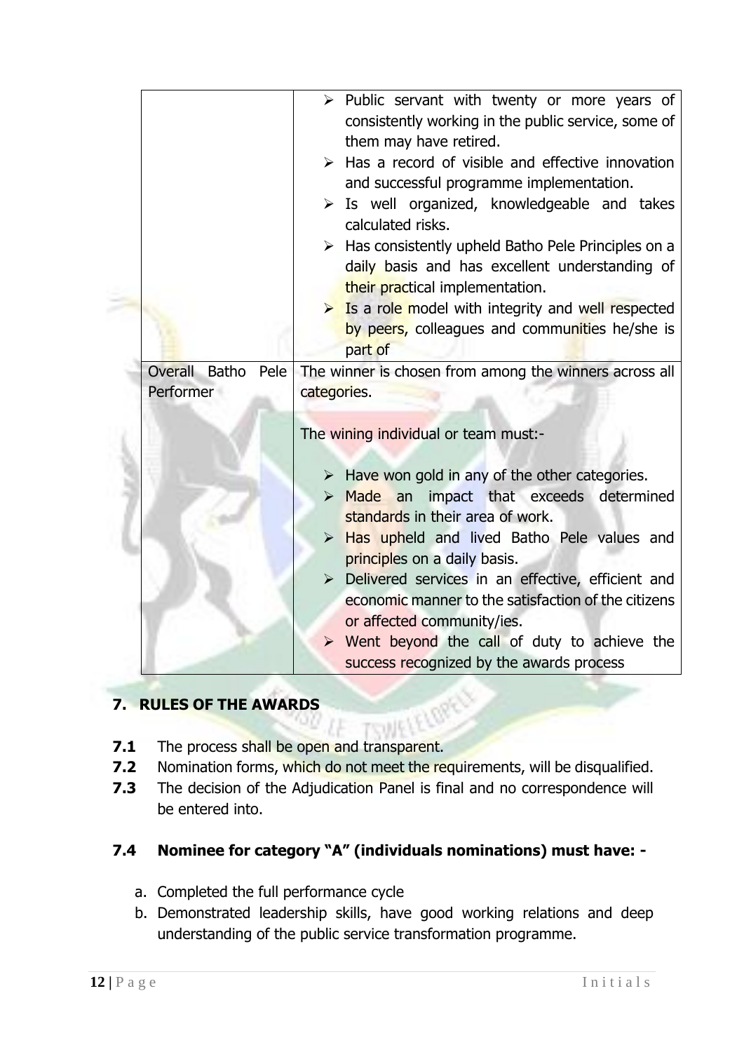| | |
|---|---|
| | ➢ Public servant with twenty or more years of consistently working in the public service, some of them may have retired.<br>➢ Has a record of visible and effective innovation and successful programme implementation.<br>➢ Is well organized, knowledgeable and takes calculated risks.<br>➢ Has consistently upheld Batho Pele Principles on a daily basis and has excellent understanding of their practical implementation.<br>➢ Is a role model with integrity and well respected by peers, colleagues and communities he/she is part of |
| Overall Batho Pele Performer | The winner is chosen from among the winners across all categories.<br><br>The wining individual or team must:-<br><br>➢ Have won gold in any of the other categories.<br>➢ Made an impact that exceeds determined standards in their area of work.<br>➢ Has upheld and lived Batho Pele values and principles on a daily basis.<br>➢ Delivered services in an effective, efficient and economic manner to the satisfaction of the citizens or affected community/ies.<br>➢ Went beyond the call of duty to achieve the success recognized by the awards process |

## 7. RULES OF THE AWARDS

**7.1** The process shall be open and transparent.

**7.2** Nomination forms, which do not meet the requirements, will be disqualified.

**7.3** The decision of the Adjudication Panel is final and no correspondence will be entered into.

### 7.4 Nominee for category "A" (individuals nominations) must have: -

a. Completed the full performance cycle
b. Demonstrated leadership skills, have good working relations and deep understanding of the public service transformation programme.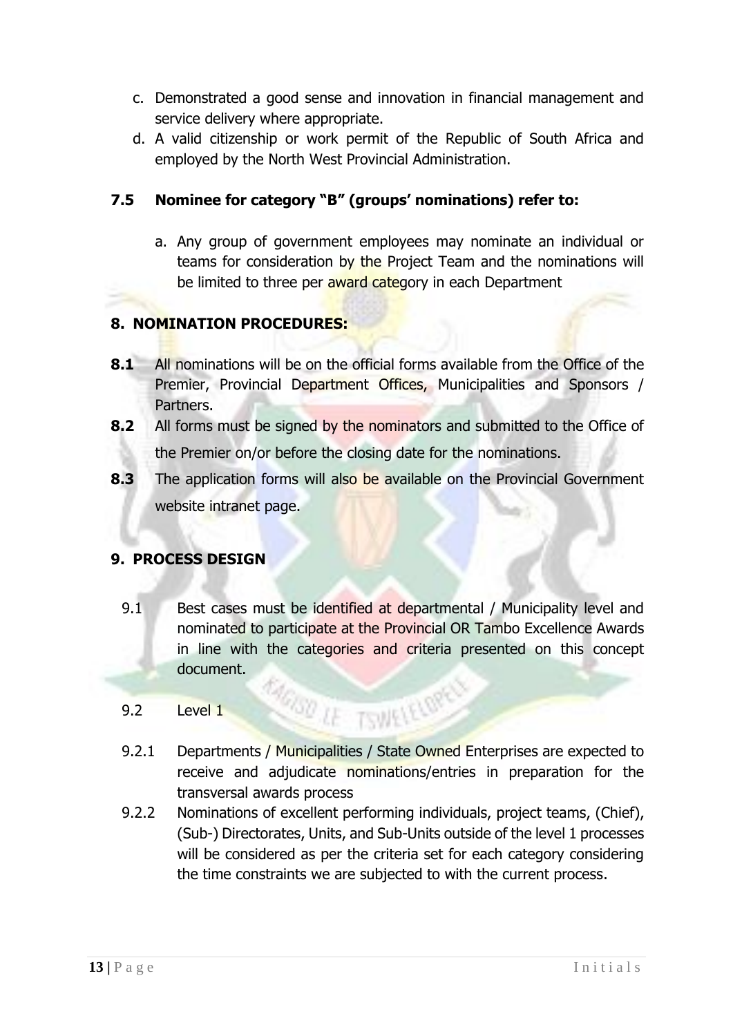c. Demonstrated a good sense and innovation in financial management and service delivery where appropriate.

d. A valid citizenship or work permit of the Republic of South Africa and employed by the North West Provincial Administration.

### 7.5 Nominee for category "B" (groups' nominations) refer to:

a. Any group of government employees may nominate an individual or teams for consideration by the Project Team and the nominations will be limited to three per award category in each Department

## 8. NOMINATION PROCEDURES:

**8.1** All nominations will be on the official forms available from the Office of the Premier, Provincial Department Offices, Municipalities and Sponsors / Partners.

**8.2** All forms must be signed by the nominators and submitted to the Office of the Premier on/or before the closing date for the nominations.

**8.3** The application forms will also be available on the Provincial Government website intranet page.

## 9. PROCESS DESIGN

9.1 Best cases must be identified at departmental / Municipality level and nominated to participate at the Provincial OR Tambo Excellence Awards in line with the categories and criteria presented on this concept document.

9.2 Level 1

9.2.1 Departments / Municipalities / State Owned Enterprises are expected to receive and adjudicate nominations/entries in preparation for the transversal awards process

9.2.2 Nominations of excellent performing individuals, project teams, (Chief), (Sub-) Directorates, Units, and Sub-Units outside of the level 1 processes will be considered as per the criteria set for each category considering the time constraints we are subjected to with the current process.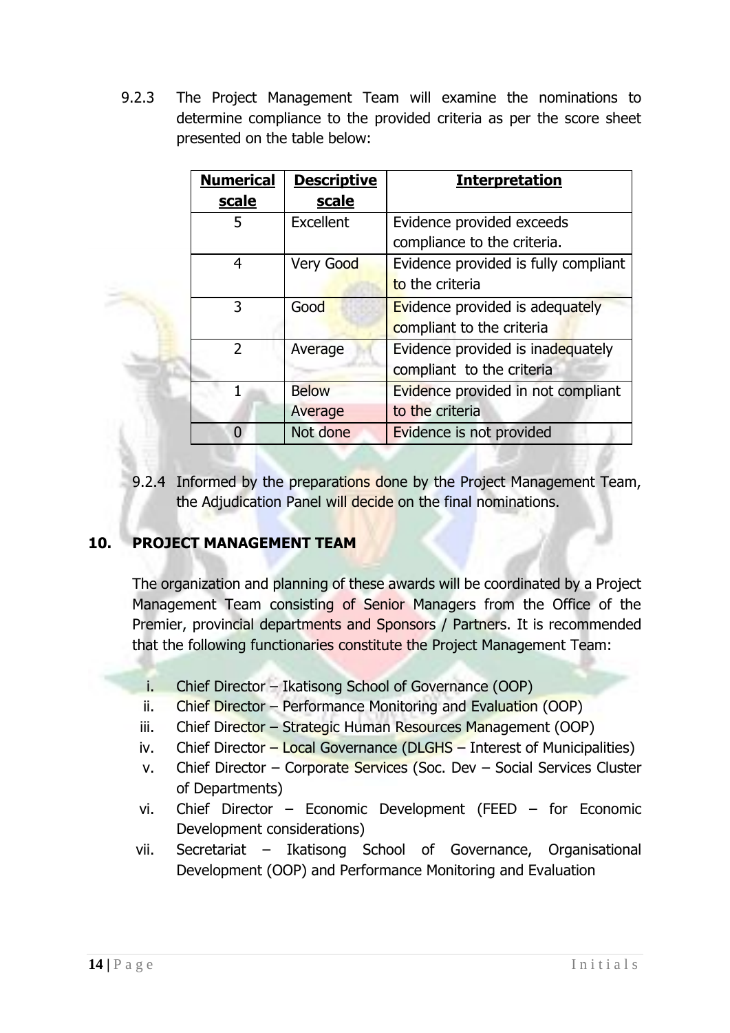9.2.3 The Project Management Team will examine the nominations to determine compliance to the provided criteria as per the score sheet presented on the table below:

| **Numerical scale** | **Descriptive scale** | **Interpretation** |
|---|---|---|
| 5 | Excellent | Evidence provided exceeds compliance to the criteria. |
| 4 | Very Good | Evidence provided is fully compliant to the criteria |
| 3 | Good | Evidence provided is adequately compliant to the criteria |
| 2 | Average | Evidence provided is inadequately compliant to the criteria |
| 1 | Below Average | Evidence provided in not compliant to the criteria |
| 0 | Not done | Evidence is not provided |

9.2.4 Informed by the preparations done by the Project Management Team, the Adjudication Panel will decide on the final nominations.

## 10. PROJECT MANAGEMENT TEAM

The organization and planning of these awards will be coordinated by a Project Management Team consisting of Senior Managers from the Office of the Premier, provincial departments and Sponsors / Partners. It is recommended that the following functionaries constitute the Project Management Team:

i. Chief Director – Ikatisong School of Governance (OOP)
ii. Chief Director – Performance Monitoring and Evaluation (OOP)
iii. Chief Director – Strategic Human Resources Management (OOP)
iv. Chief Director – Local Governance (DLGHS – Interest of Municipalities)
v. Chief Director – Corporate Services (Soc. Dev – Social Services Cluster of Departments)
vi. Chief Director – Economic Development (FEED – for Economic Development considerations)
vii. Secretariat – Ikatisong School of Governance, Organisational Development (OOP) and Performance Monitoring and Evaluation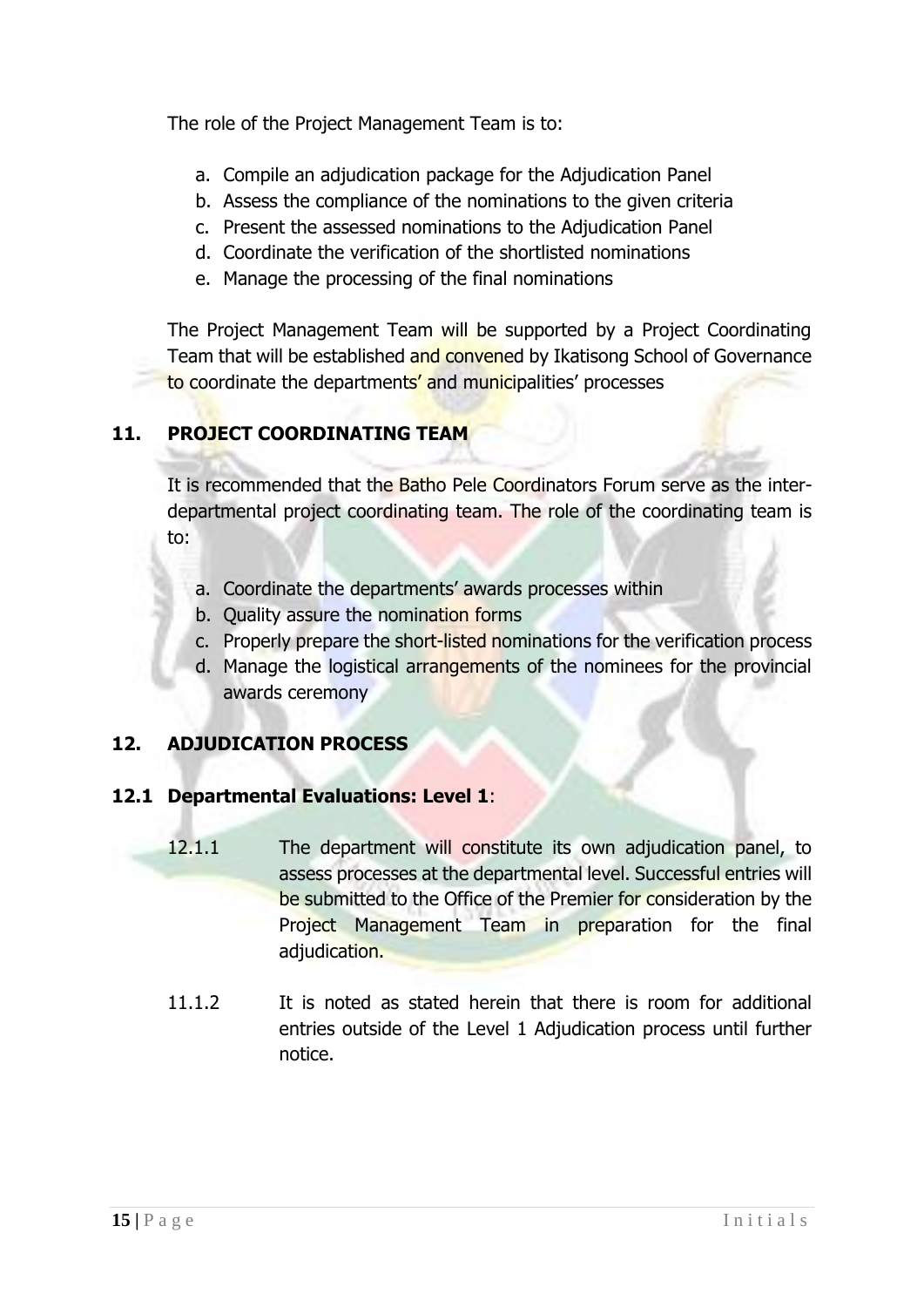The role of the Project Management Team is to:

a. Compile an adjudication package for the Adjudication Panel
b. Assess the compliance of the nominations to the given criteria
c. Present the assessed nominations to the Adjudication Panel
d. Coordinate the verification of the shortlisted nominations
e. Manage the processing of the final nominations

The Project Management Team will be supported by a Project Coordinating Team that will be established and convened by Ikatisong School of Governance to coordinate the departments' and municipalities' processes

## 11. PROJECT COORDINATING TEAM

It is recommended that the Batho Pele Coordinators Forum serve as the inter-departmental project coordinating team. The role of the coordinating team is to:

a. Coordinate the departments' awards processes within
b. Quality assure the nomination forms
c. Properly prepare the short-listed nominations for the verification process
d. Manage the logistical arrangements of the nominees for the provincial awards ceremony

## 12. ADJUDICATION PROCESS

### 12.1 Departmental Evaluations: Level 1:

12.1.1 The department will constitute its own adjudication panel, to assess processes at the departmental level. Successful entries will be submitted to the Office of the Premier for consideration by the Project Management Team in preparation for the final adjudication.

11.1.2 It is noted as stated herein that there is room for additional entries outside of the Level 1 Adjudication process until further notice.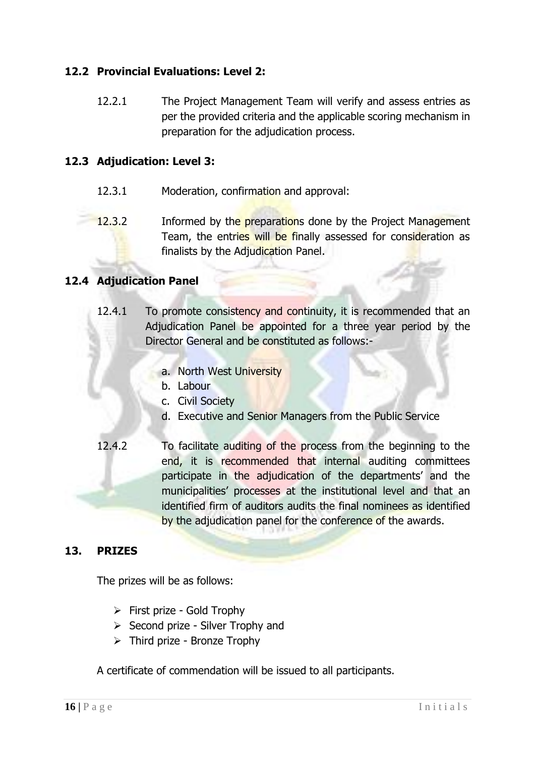## 12.2 Provincial Evaluations: Level 2:

12.2.1 The Project Management Team will verify and assess entries as per the provided criteria and the applicable scoring mechanism in preparation for the adjudication process.

## 12.3 Adjudication: Level 3:

12.3.1 Moderation, confirmation and approval:

12.3.2 Informed by the preparations done by the Project Management Team, the entries will be finally assessed for consideration as finalists by the Adjudication Panel.

## 12.4 Adjudication Panel

12.4.1 To promote consistency and continuity, it is recommended that an Adjudication Panel be appointed for a three year period by the Director General and be constituted as follows:-

a. North West University
b. Labour
c. Civil Society
d. Executive and Senior Managers from the Public Service

12.4.2 To facilitate auditing of the process from the beginning to the end, it is recommended that internal auditing committees participate in the adjudication of the departments' and the municipalities' processes at the institutional level and that an identified firm of auditors audits the final nominees as identified by the adjudication panel for the conference of the awards.

## 13. PRIZES

The prizes will be as follows:

- First prize - Gold Trophy
- Second prize - Silver Trophy and
- Third prize - Bronze Trophy

A certificate of commendation will be issued to all participants.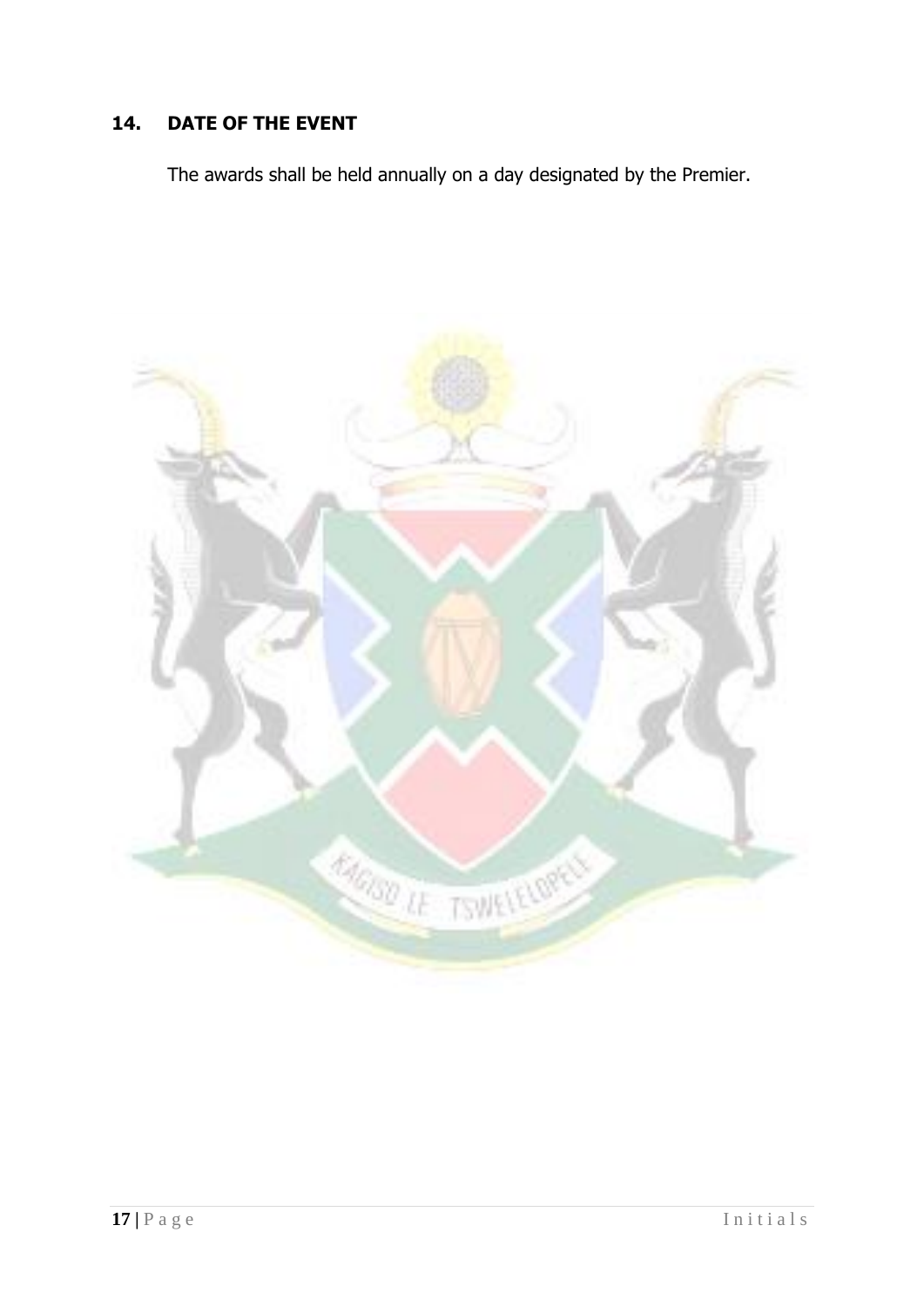## 14. DATE OF THE EVENT

The awards shall be held annually on a day designated by the Premier.